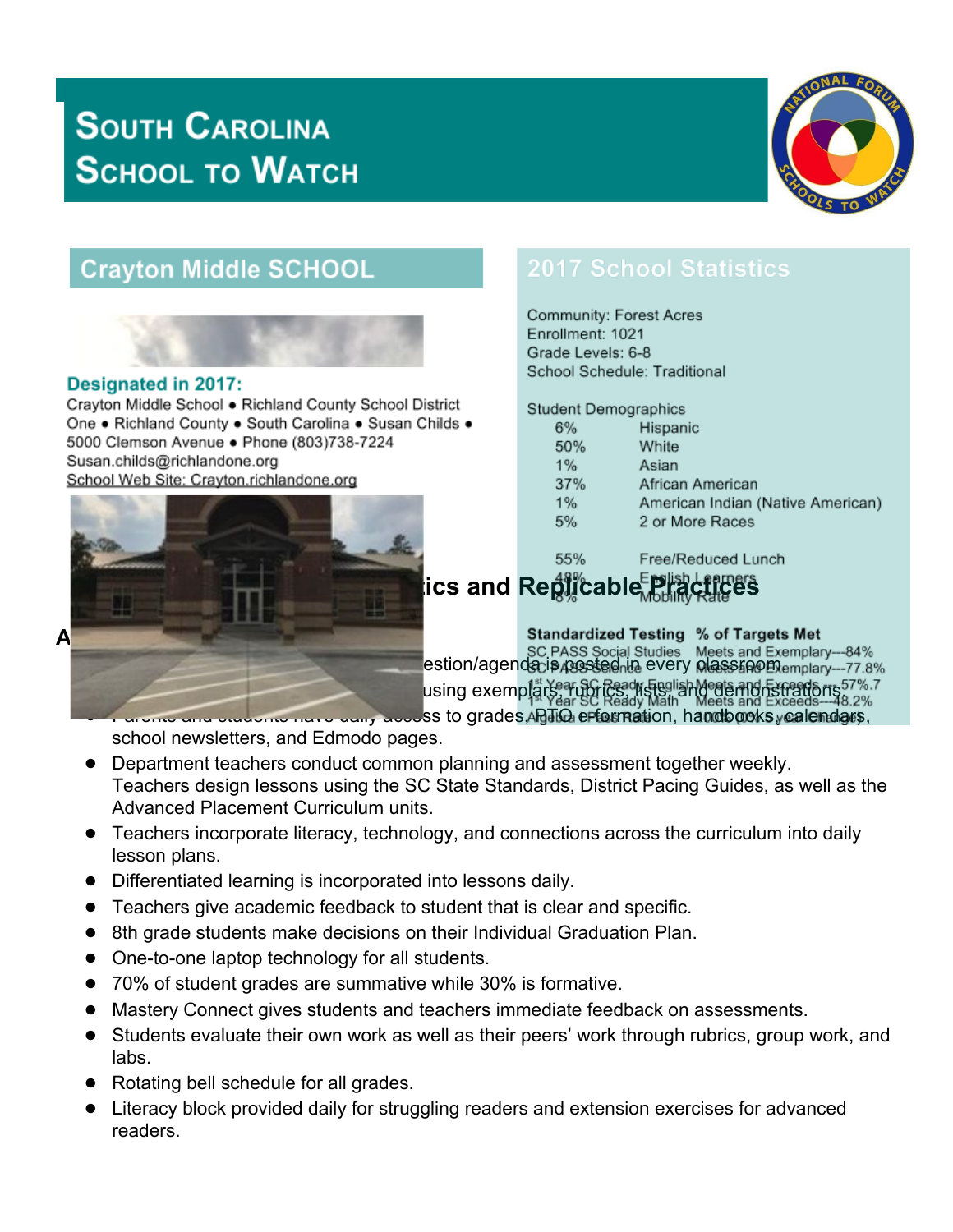# South Carolina School to Watch

## Crayton Middle SCHOOL

**Designated in 2017:**

Crayton Middle School • Richland County School District One • Richland County • South Carolina • Susan Childs • 5000 Clemson Avenue • Phone (803)738-7224
Susan.childs@richlandone.org
School Web Site: Crayton.richlandone.org

## 2017 School Statistics

Community: Forest Acres
Enrollment: 1021
Grade Levels: 6-8
School Schedule: Traditional

Student Demographics

| | |
|---|---|
| 6% | Hispanic |
| 50% | White |
| 1% | Asian |
| 37% | African American |
| 1% | American Indian (Native American) |
| 5% | 2 or More Races |
| | |
| 55% | Free/Reduced Lunch |
| 48% | English Learners |
| 8% | Mobility Rate |

| Standardized Testing | % of Targets Met |
|---|---|
| SC PASS Social Studies | Meets and Exemplary---84% |
| SC PASS Science | Meets and Exemplary---77.8% |
| 1st Year SC Ready English | Meets and Exceeds---57%.7 |
| 1st Year SC Ready Math | Meets and Exceeds---48.2% |

## ...ics and Replicable Practices

A...

- ...estion/agenda is posted in every classroom.
- ...using exemplars, rubrics, lists, and demonstrations.
- Parents and students have daily access to grades, APTO information, handbooks, calendars, school newsletters, and Edmodo pages.
- Department teachers conduct common planning and assessment together weekly. Teachers design lessons using the SC State Standards, District Pacing Guides, as well as the Advanced Placement Curriculum units.
- Teachers incorporate literacy, technology, and connections across the curriculum into daily lesson plans.
- Differentiated learning is incorporated into lessons daily.
- Teachers give academic feedback to student that is clear and specific.
- 8th grade students make decisions on their Individual Graduation Plan.
- One-to-one laptop technology for all students.
- 70% of student grades are summative while 30% is formative.
- Mastery Connect gives students and teachers immediate feedback on assessments.
- Students evaluate their own work as well as their peers' work through rubrics, group work, and labs.
- Rotating bell schedule for all grades.
- Literacy block provided daily for struggling readers and extension exercises for advanced readers.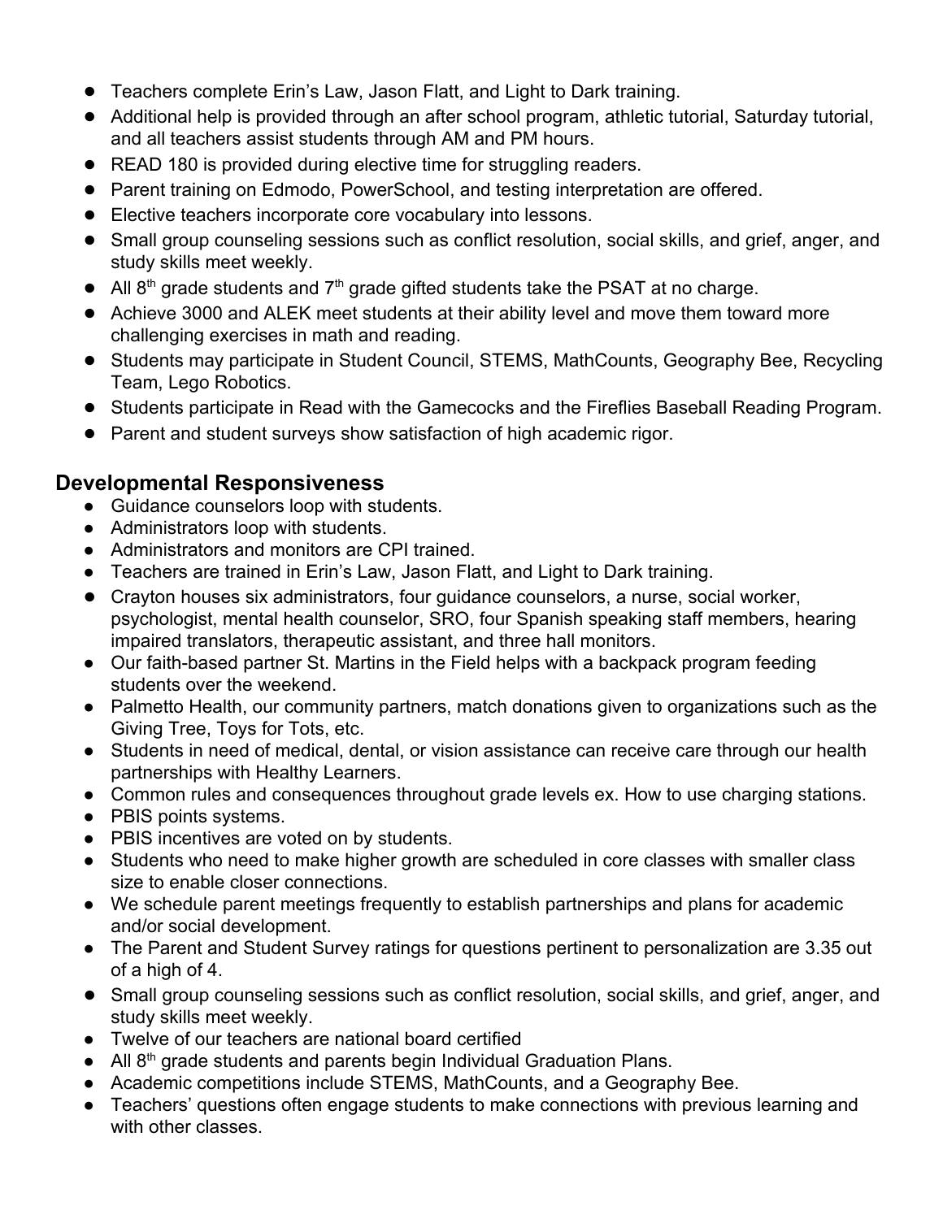- Teachers complete Erin's Law, Jason Flatt, and Light to Dark training.
- Additional help is provided through an after school program, athletic tutorial, Saturday tutorial, and all teachers assist students through AM and PM hours.
- READ 180 is provided during elective time for struggling readers.
- Parent training on Edmodo, PowerSchool, and testing interpretation are offered.
- Elective teachers incorporate core vocabulary into lessons.
- Small group counseling sessions such as conflict resolution, social skills, and grief, anger, and study skills meet weekly.
- All 8th grade students and 7th grade gifted students take the PSAT at no charge.
- Achieve 3000 and ALEK meet students at their ability level and move them toward more challenging exercises in math and reading.
- Students may participate in Student Council, STEMS, MathCounts, Geography Bee, Recycling Team, Lego Robotics.
- Students participate in Read with the Gamecocks and the Fireflies Baseball Reading Program.
- Parent and student surveys show satisfaction of high academic rigor.

## Developmental Responsiveness

- Guidance counselors loop with students.
- Administrators loop with students.
- Administrators and monitors are CPI trained.
- Teachers are trained in Erin's Law, Jason Flatt, and Light to Dark training.
- Crayton houses six administrators, four guidance counselors, a nurse, social worker, psychologist, mental health counselor, SRO, four Spanish speaking staff members, hearing impaired translators, therapeutic assistant, and three hall monitors.
- Our faith-based partner St. Martins in the Field helps with a backpack program feeding students over the weekend.
- Palmetto Health, our community partners, match donations given to organizations such as the Giving Tree, Toys for Tots, etc.
- Students in need of medical, dental, or vision assistance can receive care through our health partnerships with Healthy Learners.
- Common rules and consequences throughout grade levels ex. How to use charging stations.
- PBIS points systems.
- PBIS incentives are voted on by students.
- Students who need to make higher growth are scheduled in core classes with smaller class size to enable closer connections.
- We schedule parent meetings frequently to establish partnerships and plans for academic and/or social development.
- The Parent and Student Survey ratings for questions pertinent to personalization are 3.35 out of a high of 4.
- Small group counseling sessions such as conflict resolution, social skills, and grief, anger, and study skills meet weekly.
- Twelve of our teachers are national board certified
- All 8th grade students and parents begin Individual Graduation Plans.
- Academic competitions include STEMS, MathCounts, and a Geography Bee.
- Teachers' questions often engage students to make connections with previous learning and with other classes.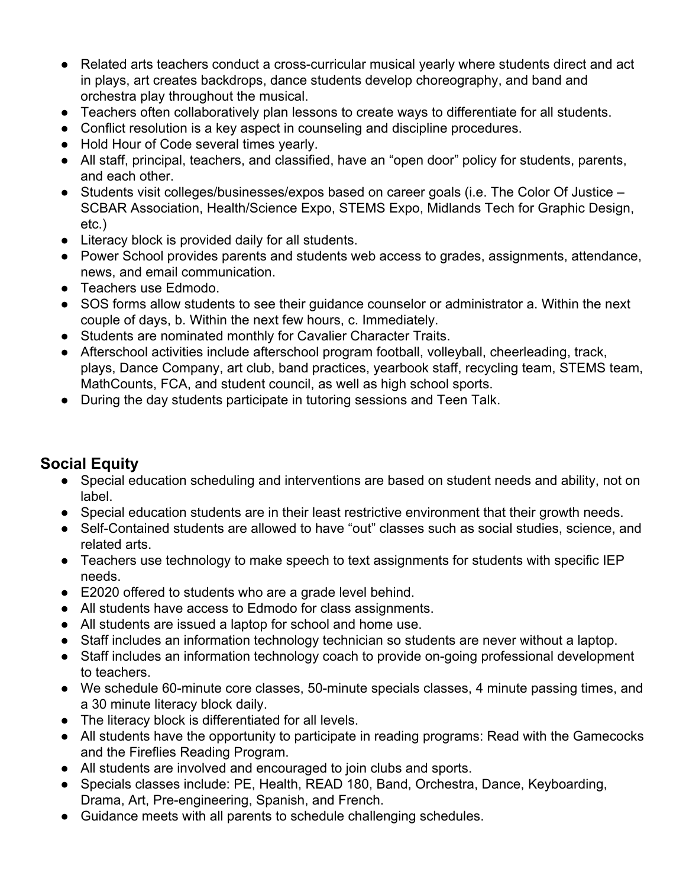- Related arts teachers conduct a cross-curricular musical yearly where students direct and act in plays, art creates backdrops, dance students develop choreography, and band and orchestra play throughout the musical.
- Teachers often collaboratively plan lessons to create ways to differentiate for all students.
- Conflict resolution is a key aspect in counseling and discipline procedures.
- Hold Hour of Code several times yearly.
- All staff, principal, teachers, and classified, have an "open door" policy for students, parents, and each other.
- Students visit colleges/businesses/expos based on career goals (i.e. The Color Of Justice – SCBAR Association, Health/Science Expo, STEMS Expo, Midlands Tech for Graphic Design, etc.)
- Literacy block is provided daily for all students.
- Power School provides parents and students web access to grades, assignments, attendance, news, and email communication.
- Teachers use Edmodo.
- SOS forms allow students to see their guidance counselor or administrator a. Within the next couple of days, b. Within the next few hours, c. Immediately.
- Students are nominated monthly for Cavalier Character Traits.
- Afterschool activities include afterschool program football, volleyball, cheerleading, track, plays, Dance Company, art club, band practices, yearbook staff, recycling team, STEMS team, MathCounts, FCA, and student council, as well as high school sports.
- During the day students participate in tutoring sessions and Teen Talk.

## Social Equity

- Special education scheduling and interventions are based on student needs and ability, not on label.
- Special education students are in their least restrictive environment that their growth needs.
- Self-Contained students are allowed to have "out" classes such as social studies, science, and related arts.
- Teachers use technology to make speech to text assignments for students with specific IEP needs.
- E2020 offered to students who are a grade level behind.
- All students have access to Edmodo for class assignments.
- All students are issued a laptop for school and home use.
- Staff includes an information technology technician so students are never without a laptop.
- Staff includes an information technology coach to provide on-going professional development to teachers.
- We schedule 60-minute core classes, 50-minute specials classes, 4 minute passing times, and a 30 minute literacy block daily.
- The literacy block is differentiated for all levels.
- All students have the opportunity to participate in reading programs: Read with the Gamecocks and the Fireflies Reading Program.
- All students are involved and encouraged to join clubs and sports.
- Specials classes include: PE, Health, READ 180, Band, Orchestra, Dance, Keyboarding, Drama, Art, Pre-engineering, Spanish, and French.
- Guidance meets with all parents to schedule challenging schedules.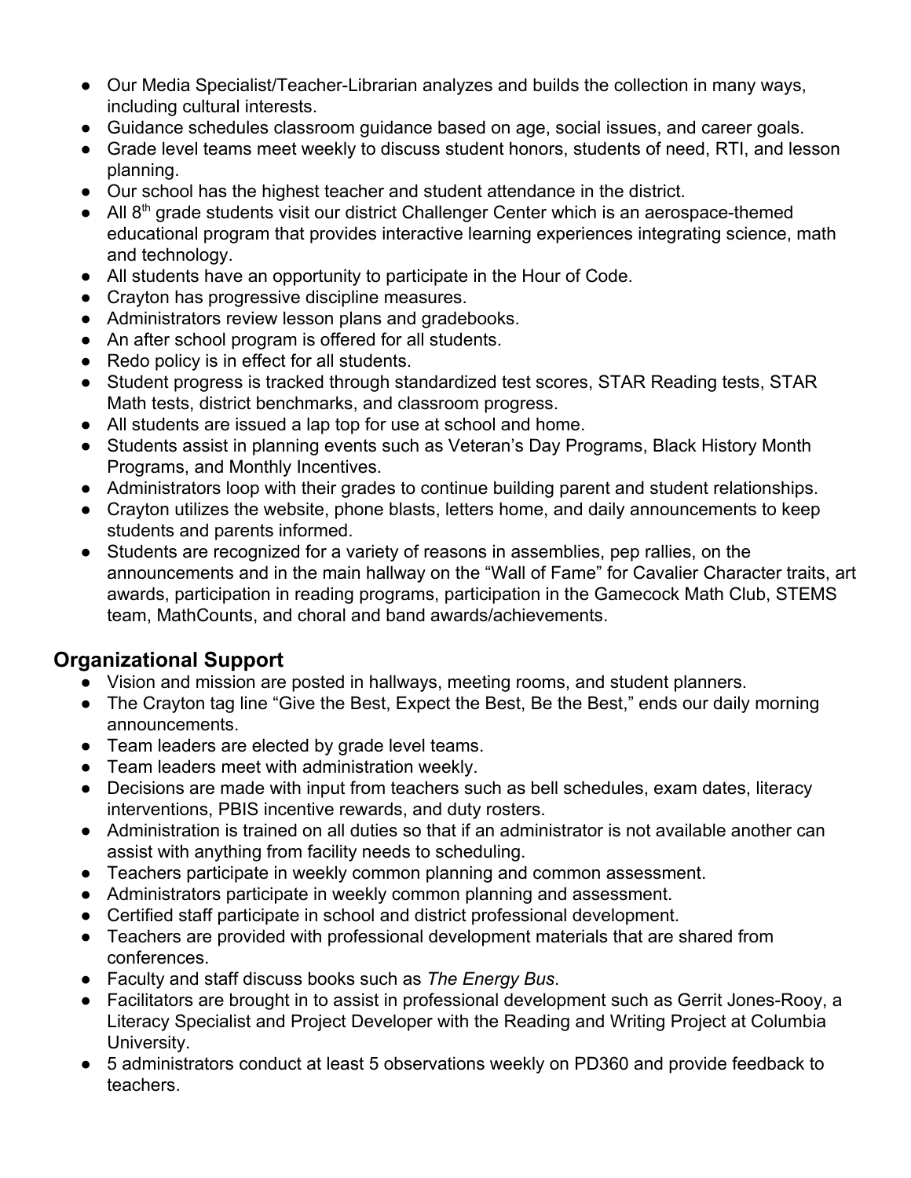- Our Media Specialist/Teacher-Librarian analyzes and builds the collection in many ways, including cultural interests.
- Guidance schedules classroom guidance based on age, social issues, and career goals.
- Grade level teams meet weekly to discuss student honors, students of need, RTI, and lesson planning.
- Our school has the highest teacher and student attendance in the district.
- All 8th grade students visit our district Challenger Center which is an aerospace-themed educational program that provides interactive learning experiences integrating science, math and technology.
- All students have an opportunity to participate in the Hour of Code.
- Crayton has progressive discipline measures.
- Administrators review lesson plans and gradebooks.
- An after school program is offered for all students.
- Redo policy is in effect for all students.
- Student progress is tracked through standardized test scores, STAR Reading tests, STAR Math tests, district benchmarks, and classroom progress.
- All students are issued a lap top for use at school and home.
- Students assist in planning events such as Veteran's Day Programs, Black History Month Programs, and Monthly Incentives.
- Administrators loop with their grades to continue building parent and student relationships.
- Crayton utilizes the website, phone blasts, letters home, and daily announcements to keep students and parents informed.
- Students are recognized for a variety of reasons in assemblies, pep rallies, on the announcements and in the main hallway on the "Wall of Fame" for Cavalier Character traits, art awards, participation in reading programs, participation in the Gamecock Math Club, STEMS team, MathCounts, and choral and band awards/achievements.

## Organizational Support

- Vision and mission are posted in hallways, meeting rooms, and student planners.
- The Crayton tag line "Give the Best, Expect the Best, Be the Best," ends our daily morning announcements.
- Team leaders are elected by grade level teams.
- Team leaders meet with administration weekly.
- Decisions are made with input from teachers such as bell schedules, exam dates, literacy interventions, PBIS incentive rewards, and duty rosters.
- Administration is trained on all duties so that if an administrator is not available another can assist with anything from facility needs to scheduling.
- Teachers participate in weekly common planning and common assessment.
- Administrators participate in weekly common planning and assessment.
- Certified staff participate in school and district professional development.
- Teachers are provided with professional development materials that are shared from conferences.
- Faculty and staff discuss books such as *The Energy Bus*.
- Facilitators are brought in to assist in professional development such as Gerrit Jones-Rooy, a Literacy Specialist and Project Developer with the Reading and Writing Project at Columbia University.
- 5 administrators conduct at least 5 observations weekly on PD360 and provide feedback to teachers.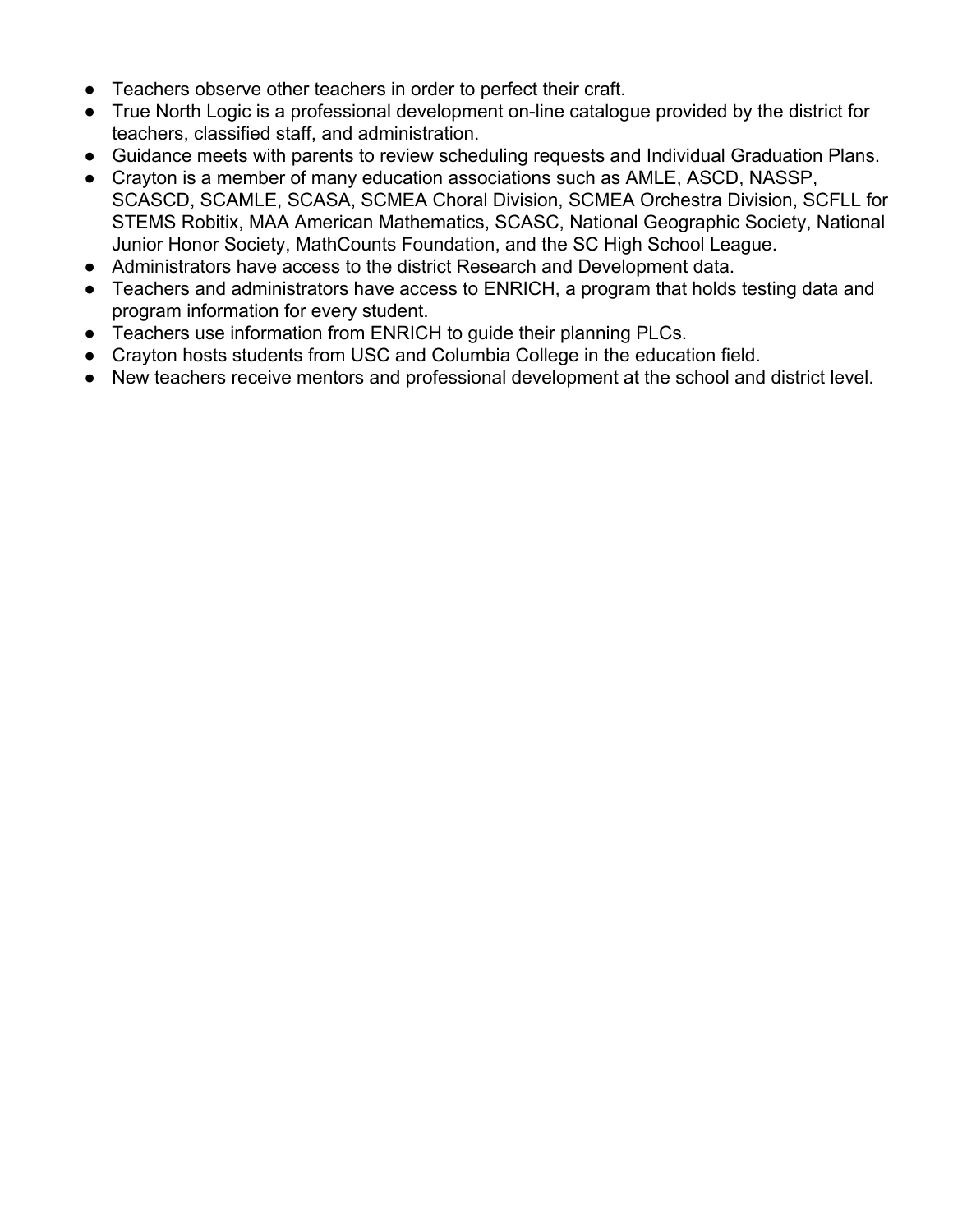- Teachers observe other teachers in order to perfect their craft.
- True North Logic is a professional development on-line catalogue provided by the district for teachers, classified staff, and administration.
- Guidance meets with parents to review scheduling requests and Individual Graduation Plans.
- Crayton is a member of many education associations such as AMLE, ASCD, NASSP, SCASCD, SCAMLE, SCASA, SCMEA Choral Division, SCMEA Orchestra Division, SCFLL for STEMS Robitix, MAA American Mathematics, SCASC, National Geographic Society, National Junior Honor Society, MathCounts Foundation, and the SC High School League.
- Administrators have access to the district Research and Development data.
- Teachers and administrators have access to ENRICH, a program that holds testing data and program information for every student.
- Teachers use information from ENRICH to guide their planning PLCs.
- Crayton hosts students from USC and Columbia College in the education field.
- New teachers receive mentors and professional development at the school and district level.